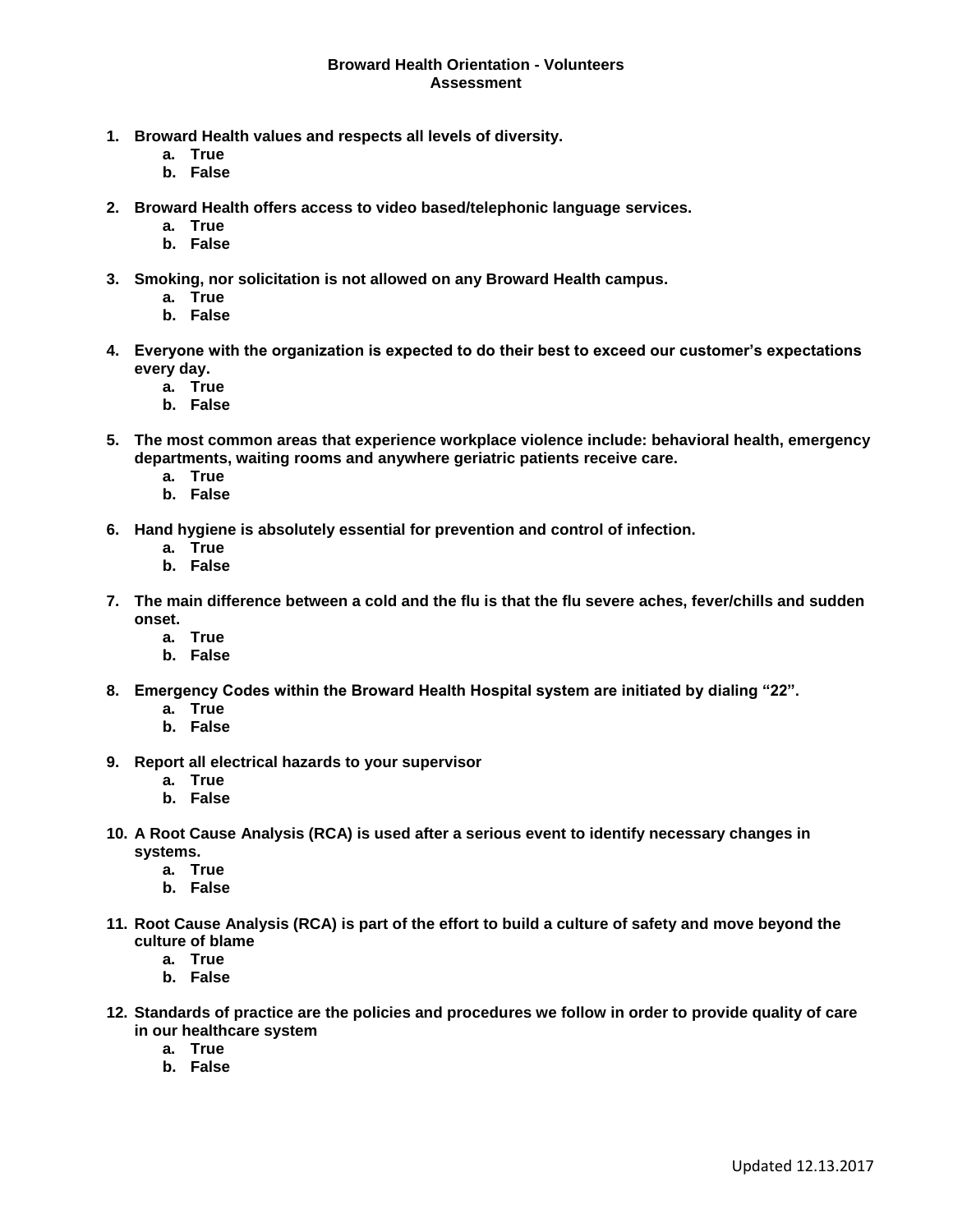# Broward Health Orientation - Volunteers
## Assessment

1. **Broward Health values and respects all levels of diversity.**
   a. **True**
   b. **False**

2. **Broward Health offers access to video based/telephonic language services.**
   a. **True**
   b. **False**

3. **Smoking, nor solicitation is not allowed on any Broward Health campus.**
   a. **True**
   b. **False**

4. **Everyone with the organization is expected to do their best to exceed our customer's expectations every day.**
   a. **True**
   b. **False**

5. **The most common areas that experience workplace violence include: behavioral health, emergency departments, waiting rooms and anywhere geriatric patients receive care.**
   a. **True**
   b. **False**

6. **Hand hygiene is absolutely essential for prevention and control of infection.**
   a. **True**
   b. **False**

7. **The main difference between a cold and the flu is that the flu severe aches, fever/chills and sudden onset.**
   a. **True**
   b. **False**

8. **Emergency Codes within the Broward Health Hospital system are initiated by dialing "22".**
   a. **True**
   b. **False**

9. **Report all electrical hazards to your supervisor**
   a. **True**
   b. **False**

10. **A Root Cause Analysis (RCA) is used after a serious event to identify necessary changes in systems.**
    a. **True**
    b. **False**

11. **Root Cause Analysis (RCA) is part of the effort to build a culture of safety and move beyond the culture of blame**
    a. **True**
    b. **False**

12. **Standards of practice are the policies and procedures we follow in order to provide quality of care in our healthcare system**
    a. **True**
    b. **False**

Updated 12.13.2017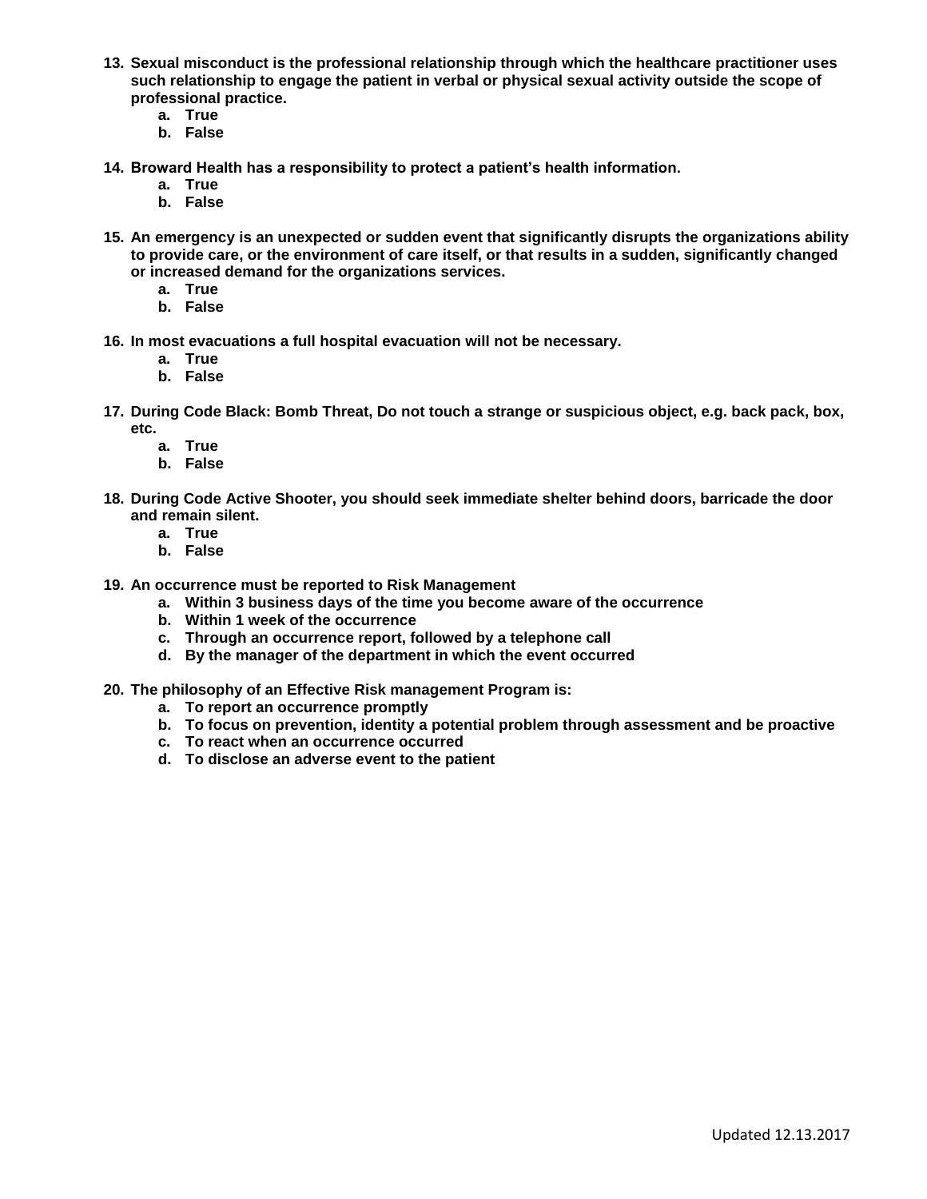**13. Sexual misconduct is the professional relationship through which the healthcare practitioner uses such relationship to engage the patient in verbal or physical sexual activity outside the scope of professional practice.**

   **a. True**
   **b. False**

**14. Broward Health has a responsibility to protect a patient's health information.**

   **a. True**
   **b. False**

**15. An emergency is an unexpected or sudden event that significantly disrupts the organizations ability to provide care, or the environment of care itself, or that results in a sudden, significantly changed or increased demand for the organizations services.**

   **a. True**
   **b. False**

**16. In most evacuations a full hospital evacuation will not be necessary.**

   **a. True**
   **b. False**

**17. During Code Black: Bomb Threat, Do not touch a strange or suspicious object, e.g. back pack, box, etc.**

   **a. True**
   **b. False**

**18. During Code Active Shooter, you should seek immediate shelter behind doors, barricade the door and remain silent.**

   **a. True**
   **b. False**

**19. An occurrence must be reported to Risk Management**

   **a. Within 3 business days of the time you become aware of the occurrence**
   **b. Within 1 week of the occurrence**
   **c. Through an occurrence report, followed by a telephone call**
   **d. By the manager of the department in which the event occurred**

**20. The philosophy of an Effective Risk management Program is:**

   **a. To report an occurrence promptly**
   **b. To focus on prevention, identity a potential problem through assessment and be proactive**
   **c. To react when an occurrence occurred**
   **d. To disclose an adverse event to the patient**

Updated 12.13.2017